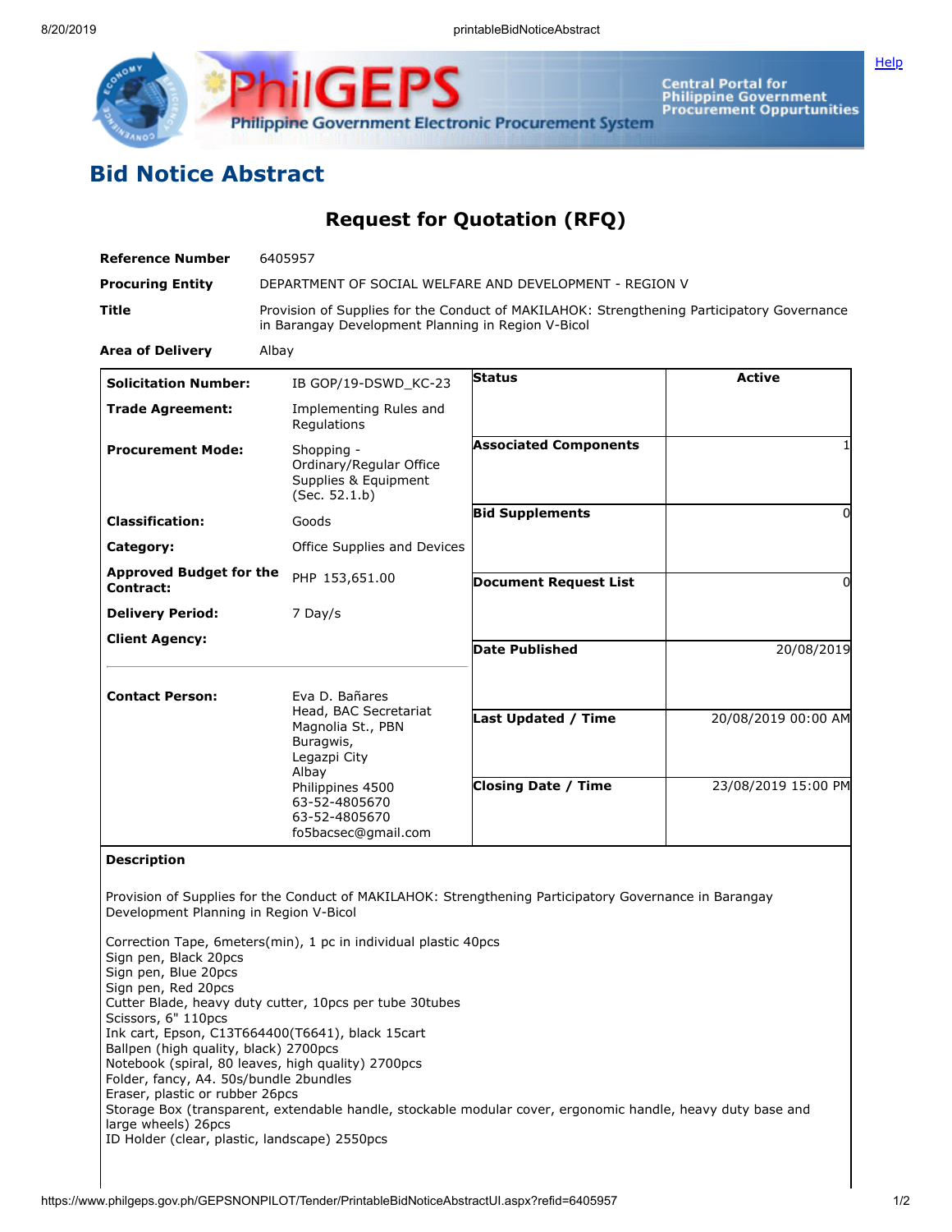# Bid Notice Abstract

## Request for Quotation (RFQ)

| | |
|---|---|
| **Reference Number** | 6405957 |
| **Procuring Entity** | DEPARTMENT OF SOCIAL WELFARE AND DEVELOPMENT - REGION V |
| **Title** | Provision of Supplies for the Conduct of MAKILAHOK: Strengthening Participatory Governance in Barangay Development Planning in Region V-Bicol |
| **Area of Delivery** | Albay |

| | | | |
|---|---|---|---|
| **Solicitation Number:** | IB GOP/19-DSWD_KC-23 | **Status** | Active |
| **Trade Agreement:** | Implementing Rules and Regulations | | |
| **Procurement Mode:** | Shopping - Ordinary/Regular Office Supplies & Equipment (Sec. 52.1.b) | **Associated Components** | 1 |
| **Classification:** | Goods | **Bid Supplements** | 0 |
| **Category:** | Office Supplies and Devices | | |
| **Approved Budget for the Contract:** | PHP 153,651.00 | **Document Request List** | 0 |
| **Delivery Period:** | 7 Day/s | | |
| **Client Agency:** | | **Date Published** | 20/08/2019 |
| **Contact Person:** | Eva D. Bañares<br>Head, BAC Secretariat<br>Magnolia St., PBN Buragwis,<br>Legazpi City<br>Albay<br>Philippines 4500<br>63-52-4805670<br>63-52-4805670<br>fo5bacsec@gmail.com | **Last Updated / Time** | 20/08/2019 00:00 AM |
| | | **Closing Date / Time** | 23/08/2019 15:00 PM |

**Description**

Provision of Supplies for the Conduct of MAKILAHOK: Strengthening Participatory Governance in Barangay Development Planning in Region V-Bicol

Correction Tape, 6meters(min), 1 pc in individual plastic 40pcs
Sign pen, Black 20pcs
Sign pen, Blue 20pcs
Sign pen, Red 20pcs
Cutter Blade, heavy duty cutter, 10pcs per tube 30tubes
Scissors, 6" 110pcs
Ink cart, Epson, C13T664400(T6641), black 15cart
Ballpen (high quality, black) 2700pcs
Notebook (spiral, 80 leaves, high quality) 2700pcs
Folder, fancy, A4. 50s/bundle 2bundles
Eraser, plastic or rubber 26pcs
Storage Box (transparent, extendable handle, stockable modular cover, ergonomic handle, heavy duty base and large wheels) 26pcs
ID Holder (clear, plastic, landscape) 2550pcs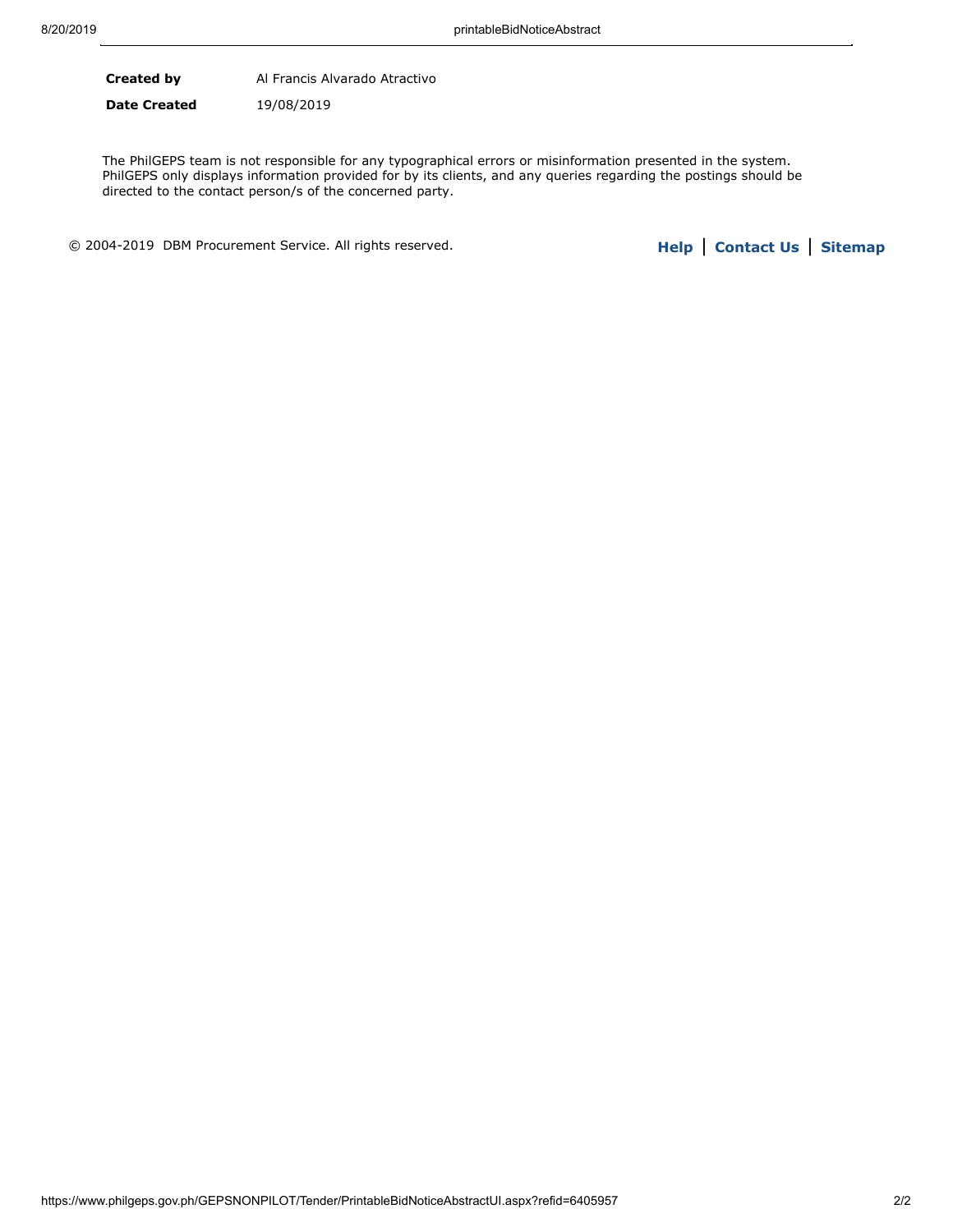| | |
|---|---|
| **Created by** | Al Francis Alvarado Atractivo |
| **Date Created** | 19/08/2019 |

The PhilGEPS team is not responsible for any typographical errors or misinformation presented in the system. PhilGEPS only displays information provided for by its clients, and any queries regarding the postings should be directed to the contact person/s of the concerned party.

© 2004-2019 DBM Procurement Service. All rights reserved.

**Help** | **Contact Us** | **Sitemap**